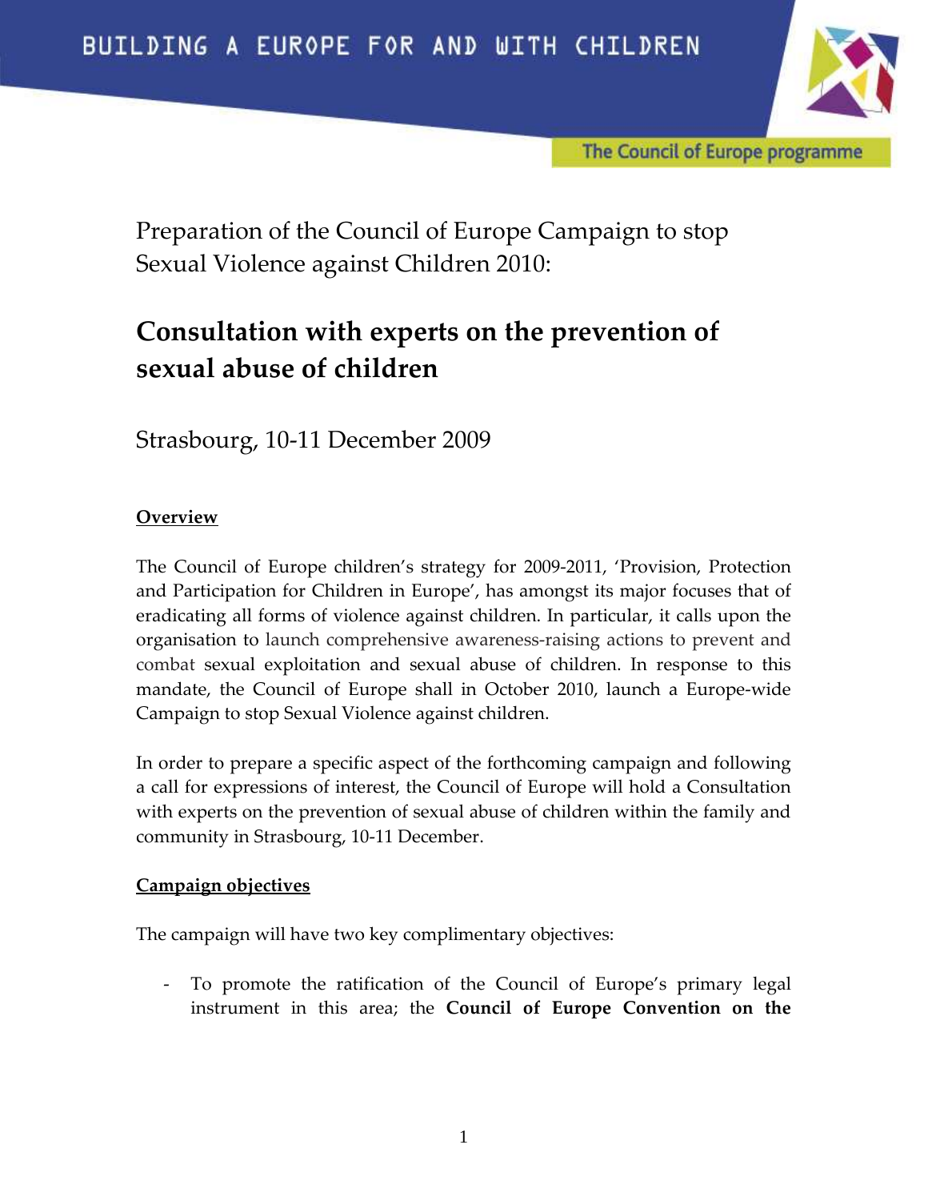BUILDING A EUROPE FOR AND WITH CHILDREN

The Council of Europe programme

Preparation of the Council of Europe Campaign to stop Sexual Violence against Children 2010:

# Consultation with experts on the prevention of sexual abuse of children

Strasbourg, 10-11 December 2009

## Overview

The Council of Europe children's strategy for 2009-2011, 'Provision, Protection and Participation for Children in Europe', has amongst its major focuses that of eradicating all forms of violence against children. In particular, it calls upon the organisation to launch comprehensive awareness-raising actions to prevent and combat sexual exploitation and sexual abuse of children. In response to this mandate, the Council of Europe shall in October 2010, launch a Europe-wide Campaign to stop Sexual Violence against children.

In order to prepare a specific aspect of the forthcoming campaign and following a call for expressions of interest, the Council of Europe will hold a Consultation with experts on the prevention of sexual abuse of children within the family and community in Strasbourg, 10-11 December.

## Campaign objectives

The campaign will have two key complimentary objectives:

- To promote the ratification of the Council of Europe's primary legal instrument in this area; the **Council of Europe Convention on the**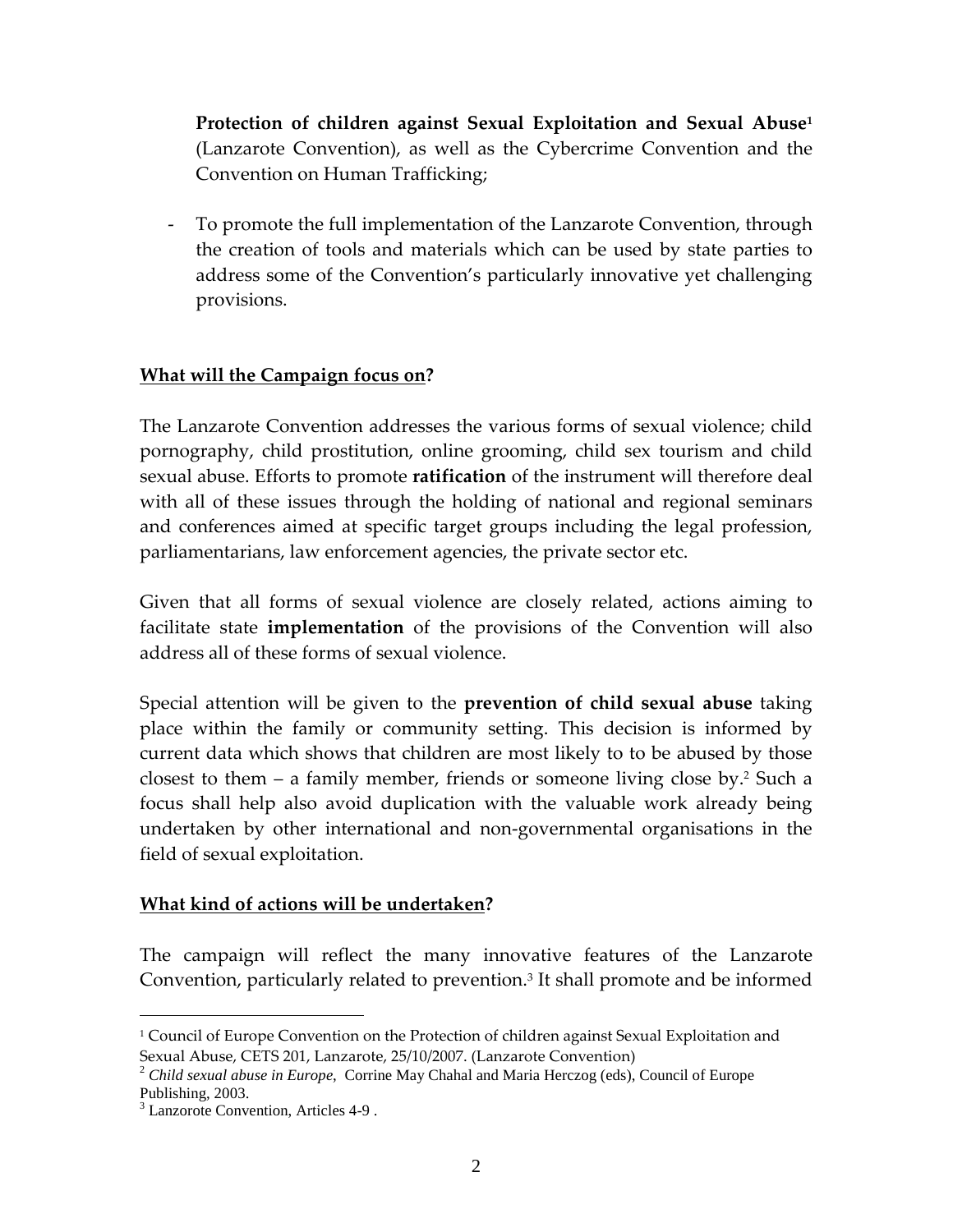**Protection of children against Sexual Exploitation and Sexual Abuse**[1] (Lanzarote Convention), as well as the Cybercrime Convention and the Convention on Human Trafficking;

- To promote the full implementation of the Lanzarote Convention, through the creation of tools and materials which can be used by state parties to address some of the Convention's particularly innovative yet challenging provisions.

**What will the Campaign focus on?**

The Lanzarote Convention addresses the various forms of sexual violence; child pornography, child prostitution, online grooming, child sex tourism and child sexual abuse. Efforts to promote **ratification** of the instrument will therefore deal with all of these issues through the holding of national and regional seminars and conferences aimed at specific target groups including the legal profession, parliamentarians, law enforcement agencies, the private sector etc.

Given that all forms of sexual violence are closely related, actions aiming to facilitate state **implementation** of the provisions of the Convention will also address all of these forms of sexual violence.

Special attention will be given to the **prevention of child sexual abuse** taking place within the family or community setting. This decision is informed by current data which shows that children are most likely to to be abused by those closest to them – a family member, friends or someone living close by.[2] Such a focus shall help also avoid duplication with the valuable work already being undertaken by other international and non-governmental organisations in the field of sexual exploitation.

**What kind of actions will be undertaken?**

The campaign will reflect the many innovative features of the Lanzarote Convention, particularly related to prevention.[3] It shall promote and be informed

---

[1] Council of Europe Convention on the Protection of children against Sexual Exploitation and Sexual Abuse, CETS 201, Lanzarote, 25/10/2007. (Lanzarote Convention)

[2] *Child sexual abuse in Europe*, Corrine May Chahal and Maria Herczog (eds), Council of Europe Publishing, 2003.

[3] Lanzorote Convention, Articles 4-9 .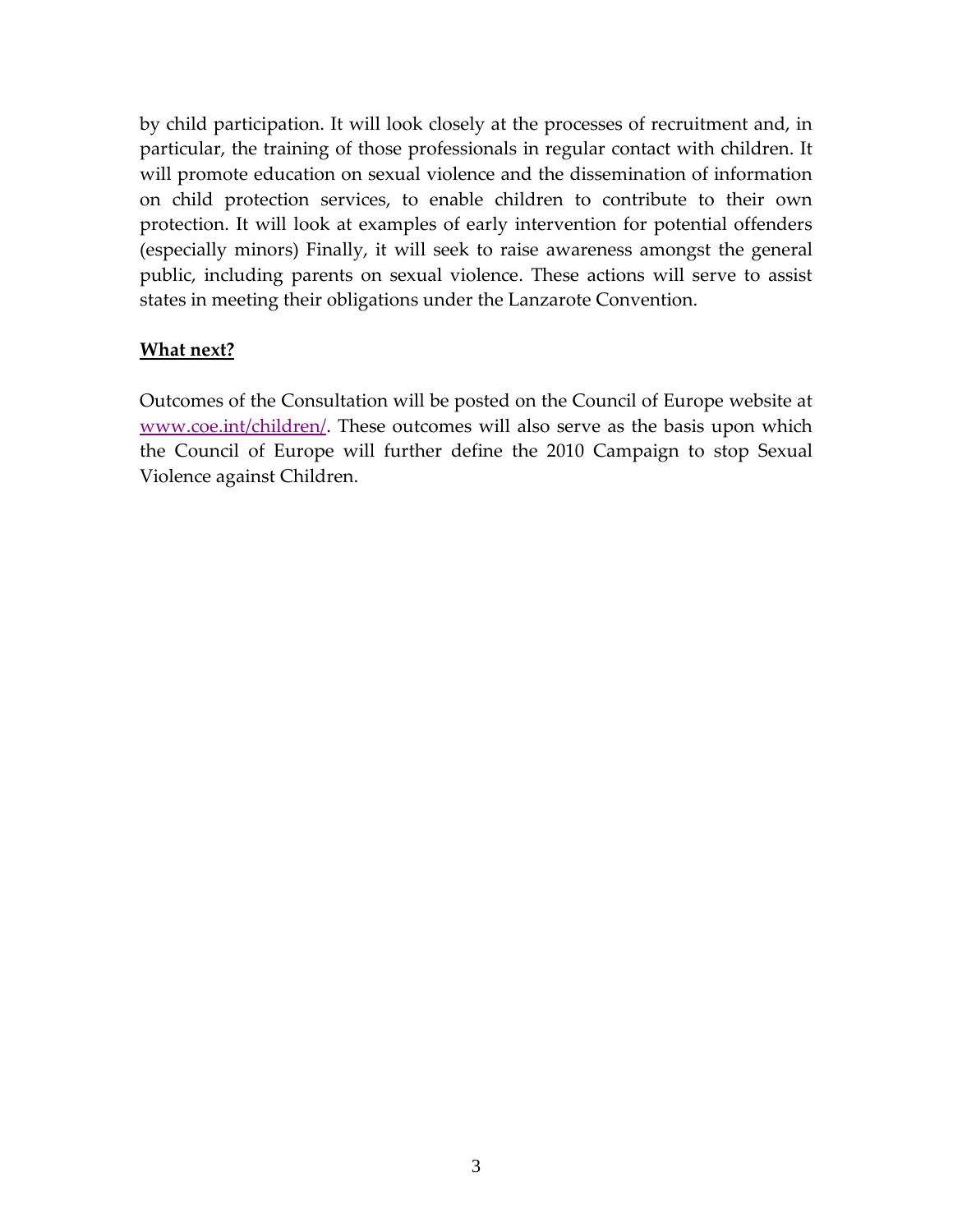by child participation. It will look closely at the processes of recruitment and, in particular, the training of those professionals in regular contact with children. It will promote education on sexual violence and the dissemination of information on child protection services, to enable children to contribute to their own protection. It will look at examples of early intervention for potential offenders (especially minors) Finally, it will seek to raise awareness amongst the general public, including parents on sexual violence. These actions will serve to assist states in meeting their obligations under the Lanzarote Convention.

**What next?**

Outcomes of the Consultation will be posted on the Council of Europe website at [www.coe.int/children/](www.coe.int/children/). These outcomes will also serve as the basis upon which the Council of Europe will further define the 2010 Campaign to stop Sexual Violence against Children.